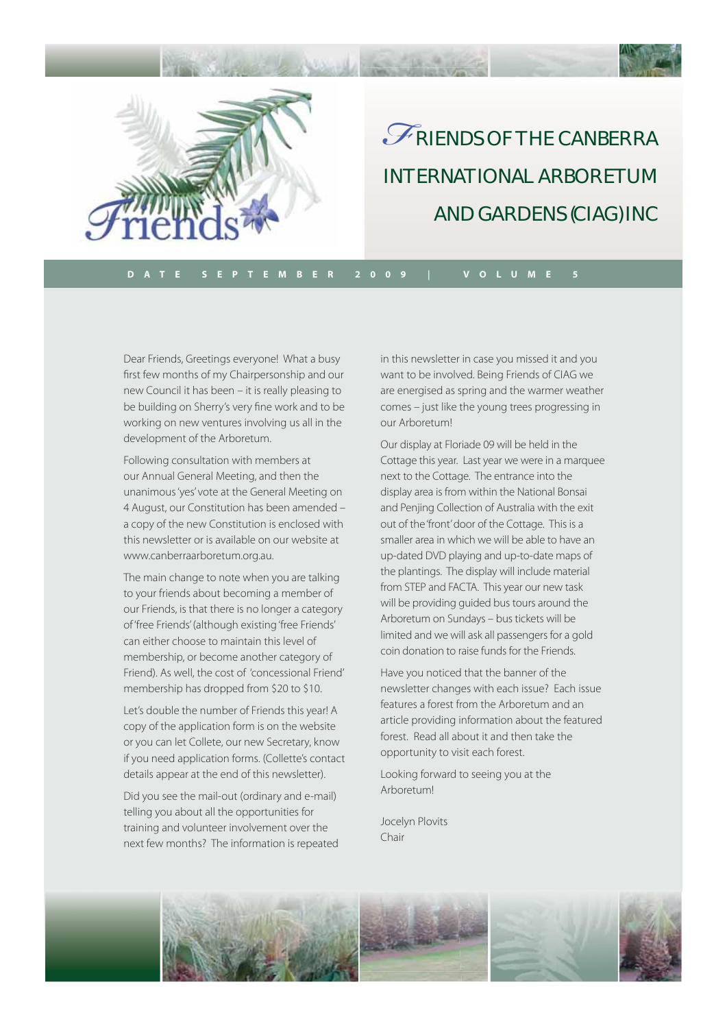# FRIENDS OF THE CANBERRA INTERNATIONAL ARBORETUM AND GARDENS (CIAG) INC

**DATE SEPTEMBER 2009 | VOLUME 5**

Dear Friends, Greetings everyone! What a busy first few months of my Chairpersonship and our new Council it has been – it is really pleasing to be building on Sherry's very fine work and to be working on new ventures involving us all in the development of the Arboretum.

Following consultation with members at our Annual General Meeting, and then the unanimous 'yes' vote at the General Meeting on 4 August, our Constitution has been amended – a copy of the new Constitution is enclosed with this newsletter or is available on our website at www.canberraarboretum.org.au.

The main change to note when you are talking to your friends about becoming a member of our Friends, is that there is no longer a category of 'free Friends' (although existing 'free Friends' can either choose to maintain this level of membership, or become another category of Friend). As well, the cost of 'concessional Friend' membership has dropped from $20 to $10.

Let's double the number of Friends this year! A copy of the application form is on the website or you can let Collete, our new Secretary, know if you need application forms. (Collette's contact details appear at the end of this newsletter).

Did you see the mail-out (ordinary and e-mail) telling you about all the opportunities for training and volunteer involvement over the next few months? The information is repeated in this newsletter in case you missed it and you want to be involved. Being Friends of CIAG we are energised as spring and the warmer weather comes – just like the young trees progressing in our Arboretum!

Our display at Floriade 09 will be held in the Cottage this year. Last year we were in a marquee next to the Cottage. The entrance into the display area is from within the National Bonsai and Penjing Collection of Australia with the exit out of the 'front' door of the Cottage. This is a smaller area in which we will be able to have an up-dated DVD playing and up-to-date maps of the plantings. The display will include material from STEP and FACTA. This year our new task will be providing guided bus tours around the Arboretum on Sundays – bus tickets will be limited and we will ask all passengers for a gold coin donation to raise funds for the Friends.

Have you noticed that the banner of the newsletter changes with each issue? Each issue features a forest from the Arboretum and an article providing information about the featured forest. Read all about it and then take the opportunity to visit each forest.

Looking forward to seeing you at the Arboretum!

Jocelyn Plovits
Chair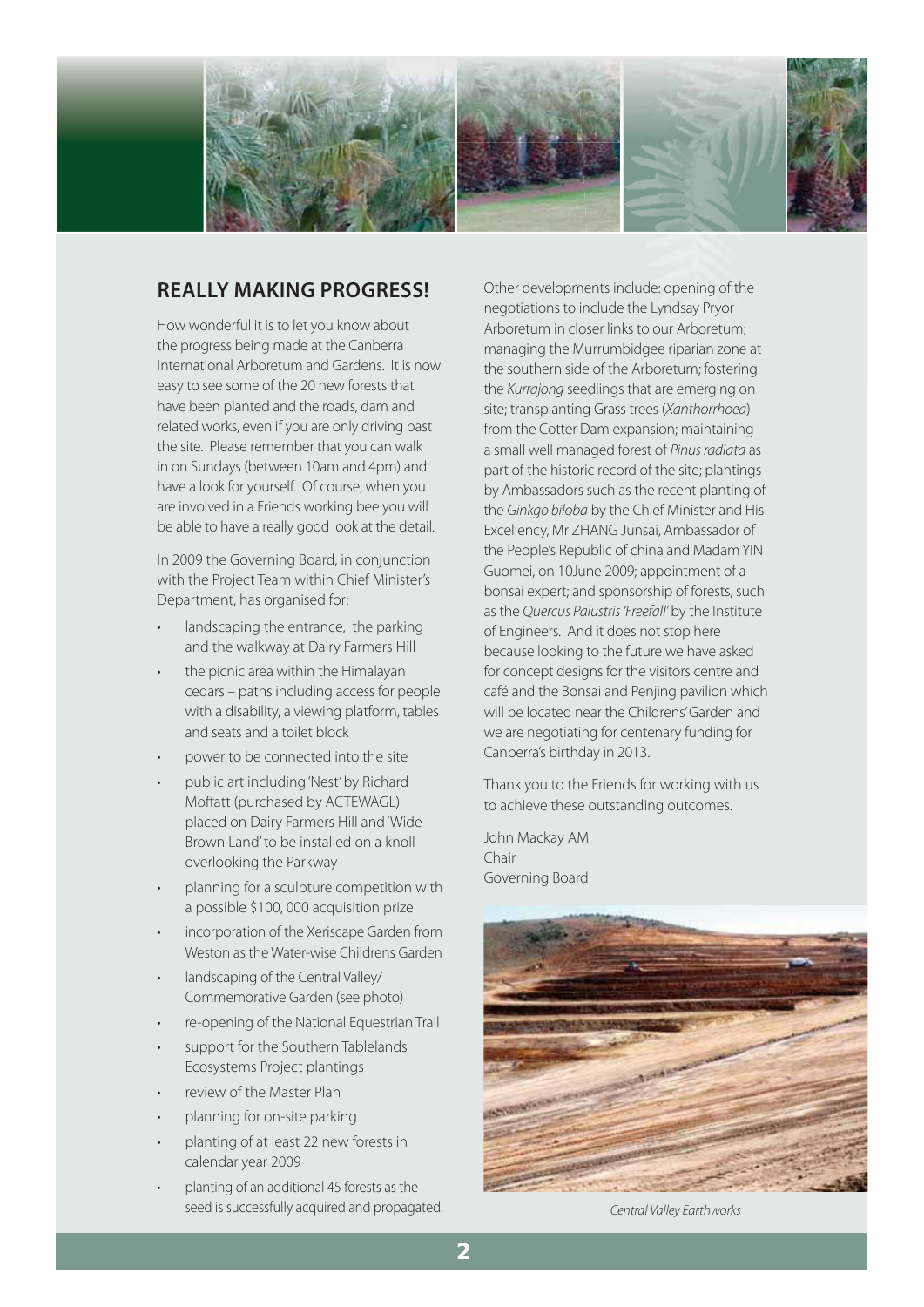## REALLY MAKING PROGRESS!

How wonderful it is to let you know about the progress being made at the Canberra International Arboretum and Gardens. It is now easy to see some of the 20 new forests that have been planted and the roads, dam and related works, even if you are only driving past the site. Please remember that you can walk in on Sundays (between 10am and 4pm) and have a look for yourself. Of course, when you are involved in a Friends working bee you will be able to have a really good look at the detail.

In 2009 the Governing Board, in conjunction with the Project Team within Chief Minister's Department, has organised for:

- landscaping the entrance, the parking and the walkway at Dairy Farmers Hill
- the picnic area within the Himalayan cedars – paths including access for people with a disability, a viewing platform, tables and seats and a toilet block
- power to be connected into the site
- public art including 'Nest' by Richard Moffatt (purchased by ACTEWAGL) placed on Dairy Farmers Hill and 'Wide Brown Land' to be installed on a knoll overlooking the Parkway
- planning for a sculpture competition with a possible $100, 000 acquisition prize
- incorporation of the Xeriscape Garden from Weston as the Water-wise Childrens Garden
- landscaping of the Central Valley/ Commemorative Garden (see photo)
- re-opening of the National Equestrian Trail
- support for the Southern Tablelands Ecosystems Project plantings
- review of the Master Plan
- planning for on-site parking
- planting of at least 22 new forests in calendar year 2009
- planting of an additional 45 forests as the seed is successfully acquired and propagated.

Other developments include: opening of the negotiations to include the Lyndsay Pryor Arboretum in closer links to our Arboretum; managing the Murrumbidgee riparian zone at the southern side of the Arboretum; fostering the *Kurrajong* seedlings that are emerging on site; transplanting Grass trees (*Xanthorrhoea*) from the Cotter Dam expansion; maintaining a small well managed forest of *Pinus radiata* as part of the historic record of the site; plantings by Ambassadors such as the recent planting of the *Ginkgo biloba* by the Chief Minister and His Excellency, Mr ZHANG Junsai, Ambassador of the People's Republic of china and Madam YIN Guomei, on 10June 2009; appointment of a bonsai expert; and sponsorship of forests, such as the *Quercus Palustris 'Freefall'* by the Institute of Engineers. And it does not stop here because looking to the future we have asked for concept designs for the visitors centre and café and the Bonsai and Penjing pavilion which will be located near the Childrens' Garden and we are negotiating for centenary funding for Canberra's birthday in 2013.

Thank you to the Friends for working with us to achieve these outstanding outcomes.

John Mackay AM
Chair
Governing Board

*Central Valley Earthworks*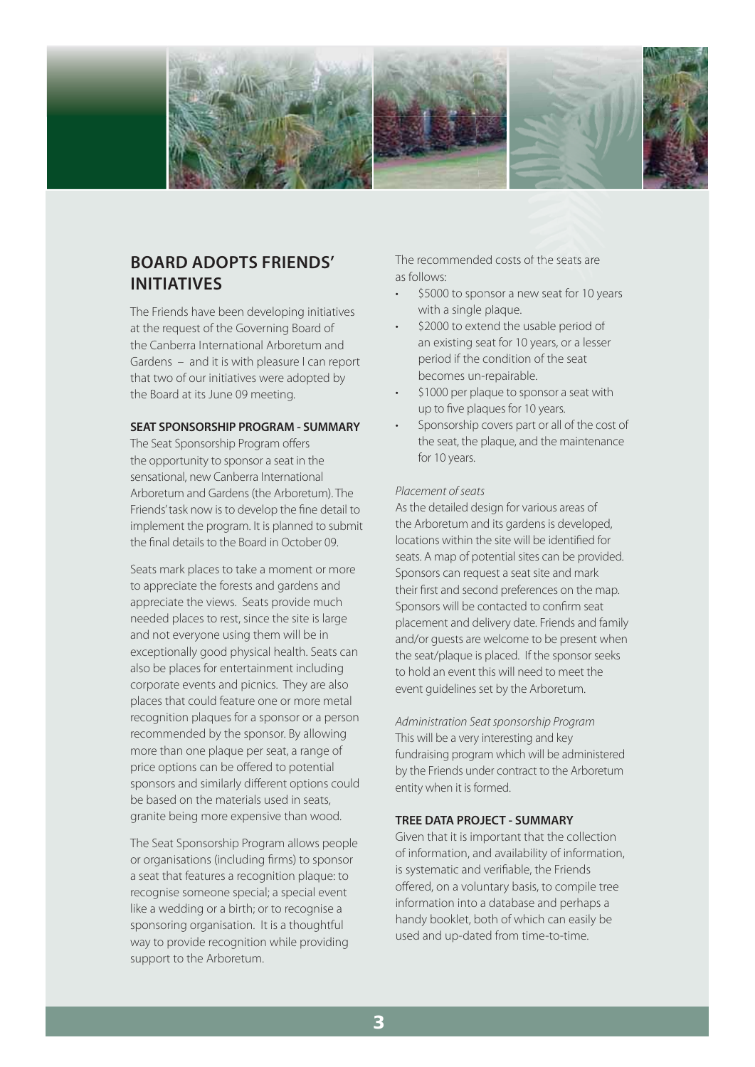## BOARD ADOPTS FRIENDS' INITIATIVES

The Friends have been developing initiatives at the request of the Governing Board of the Canberra International Arboretum and Gardens – and it is with pleasure I can report that two of our initiatives were adopted by the Board at its June 09 meeting.

**SEAT SPONSORSHIP PROGRAM - SUMMARY**

The Seat Sponsorship Program offers the opportunity to sponsor a seat in the sensational, new Canberra International Arboretum and Gardens (the Arboretum). The Friends' task now is to develop the fine detail to implement the program. It is planned to submit the final details to the Board in October 09.

Seats mark places to take a moment or more to appreciate the forests and gardens and appreciate the views. Seats provide much needed places to rest, since the site is large and not everyone using them will be in exceptionally good physical health. Seats can also be places for entertainment including corporate events and picnics. They are also places that could feature one or more metal recognition plaques for a sponsor or a person recommended by the sponsor. By allowing more than one plaque per seat, a range of price options can be offered to potential sponsors and similarly different options could be based on the materials used in seats, granite being more expensive than wood.

The Seat Sponsorship Program allows people or organisations (including firms) to sponsor a seat that features a recognition plaque: to recognise someone special; a special event like a wedding or a birth; or to recognise a sponsoring organisation. It is a thoughtful way to provide recognition while providing support to the Arboretum.

The recommended costs of the seats are as follows:

- $5000 to sponsor a new seat for 10 years with a single plaque.
- $2000 to extend the usable period of an existing seat for 10 years, or a lesser period if the condition of the seat becomes un-repairable.
- $1000 per plaque to sponsor a seat with up to five plaques for 10 years.
- Sponsorship covers part or all of the cost of the seat, the plaque, and the maintenance for 10 years.

*Placement of seats*

As the detailed design for various areas of the Arboretum and its gardens is developed, locations within the site will be identified for seats. A map of potential sites can be provided. Sponsors can request a seat site and mark their first and second preferences on the map. Sponsors will be contacted to confirm seat placement and delivery date. Friends and family and/or guests are welcome to be present when the seat/plaque is placed. If the sponsor seeks to hold an event this will need to meet the event guidelines set by the Arboretum.

*Administration Seat sponsorship Program*

This will be a very interesting and key fundraising program which will be administered by the Friends under contract to the Arboretum entity when it is formed.

**TREE DATA PROJECT - SUMMARY**

Given that it is important that the collection of information, and availability of information, is systematic and verifiable, the Friends offered, on a voluntary basis, to compile tree information into a database and perhaps a handy booklet, both of which can easily be used and up-dated from time-to-time.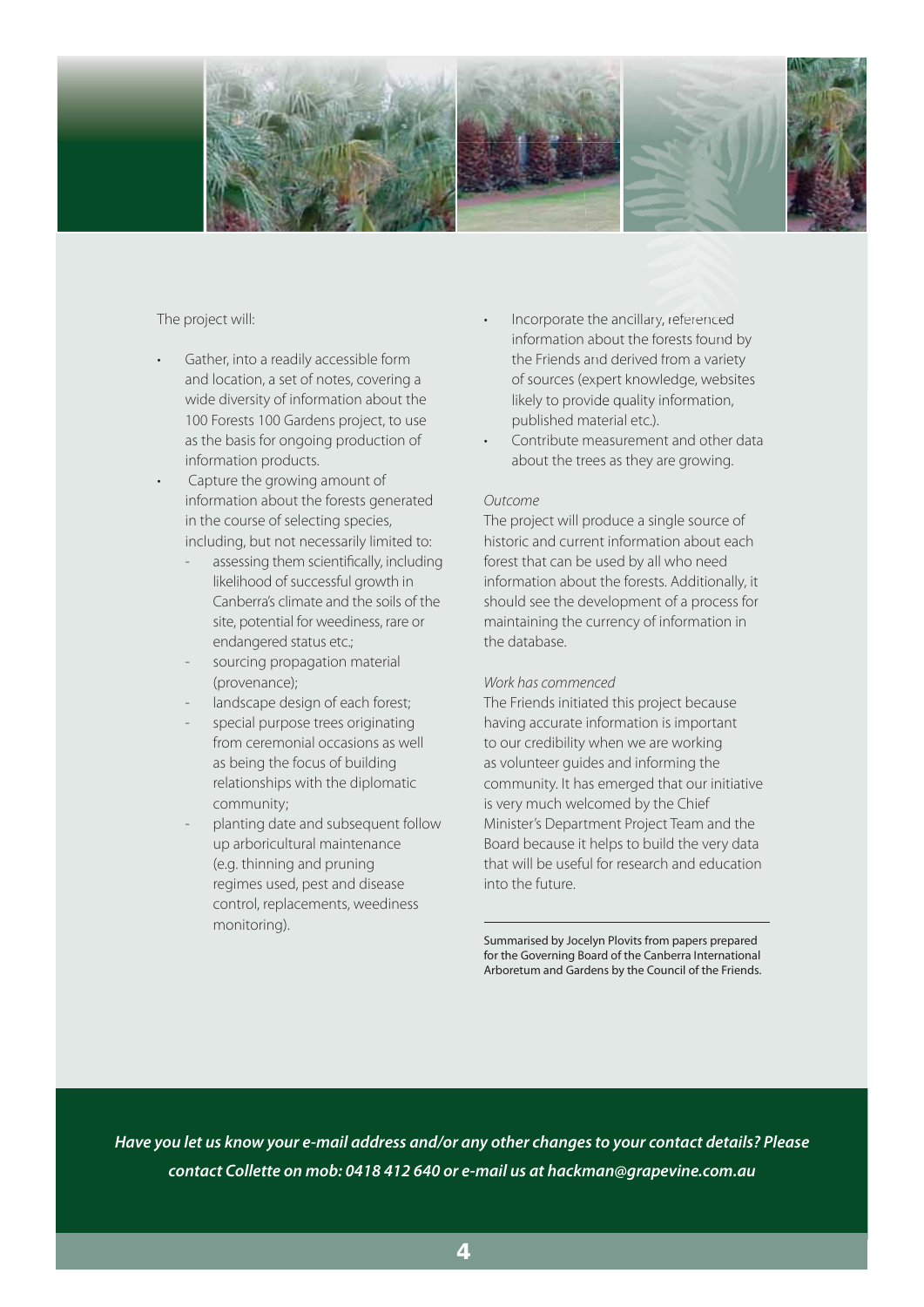The project will:

- Gather, into a readily accessible form and location, a set of notes, covering a wide diversity of information about the 100 Forests 100 Gardens project, to use as the basis for ongoing production of information products.
- Capture the growing amount of information about the forests generated in the course of selecting species, including, but not necessarily limited to:
  - assessing them scientifically, including likelihood of successful growth in Canberra's climate and the soils of the site, potential for weediness, rare or endangered status etc.;
  - sourcing propagation material (provenance);
  - landscape design of each forest;
  - special purpose trees originating from ceremonial occasions as well as being the focus of building relationships with the diplomatic community;
  - planting date and subsequent follow up arboricultural maintenance (e.g. thinning and pruning regimes used, pest and disease control, replacements, weediness monitoring).
- Incorporate the ancillary, referenced information about the forests found by the Friends and derived from a variety of sources (expert knowledge, websites likely to provide quality information, published material etc.).
- Contribute measurement and other data about the trees as they are growing.

*Outcome*

The project will produce a single source of historic and current information about each forest that can be used by all who need information about the forests. Additionally, it should see the development of a process for maintaining the currency of information in the database.

*Work has commenced*

The Friends initiated this project because having accurate information is important to our credibility when we are working as volunteer guides and informing the community. It has emerged that our initiative is very much welcomed by the Chief Minister's Department Project Team and the Board because it helps to build the very data that will be useful for research and education into the future.

---

Summarised by Jocelyn Plovits from papers prepared for the Governing Board of the Canberra International Arboretum and Gardens by the Council of the Friends.

***Have you let us know your e-mail address and/or any other changes to your contact details? Please contact Collette on mob: 0418 412 640 or e-mail us at hackman@grapevine.com.au***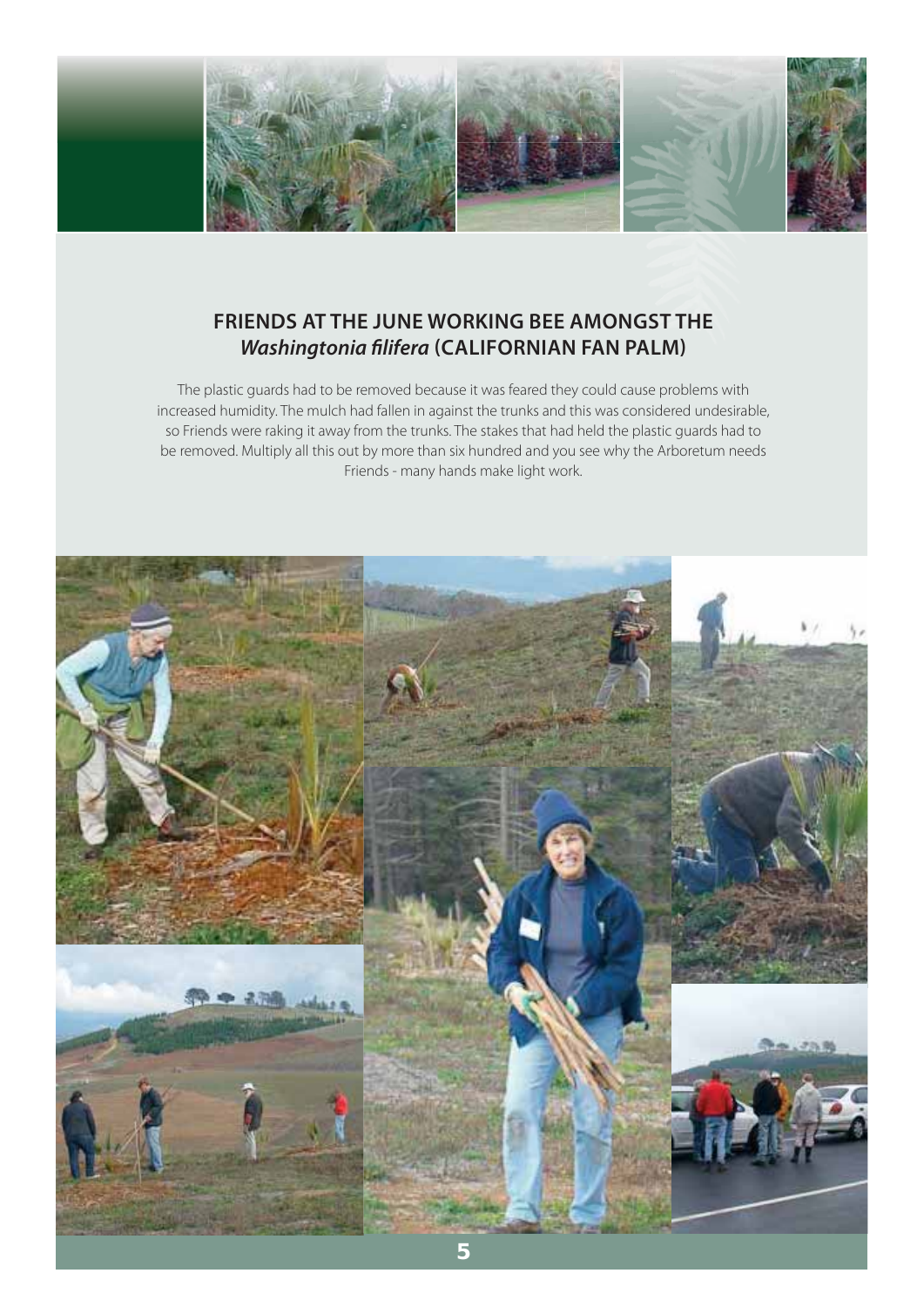## FRIENDS AT THE JUNE WORKING BEE AMONGST THE *Washingtonia filifera* (CALIFORNIAN FAN PALM)

The plastic guards had to be removed because it was feared they could cause problems with increased humidity. The mulch had fallen in against the trunks and this was considered undesirable, so Friends were raking it away from the trunks. The stakes that had held the plastic guards had to be removed. Multiply all this out by more than six hundred and you see why the Arboretum needs Friends - many hands make light work.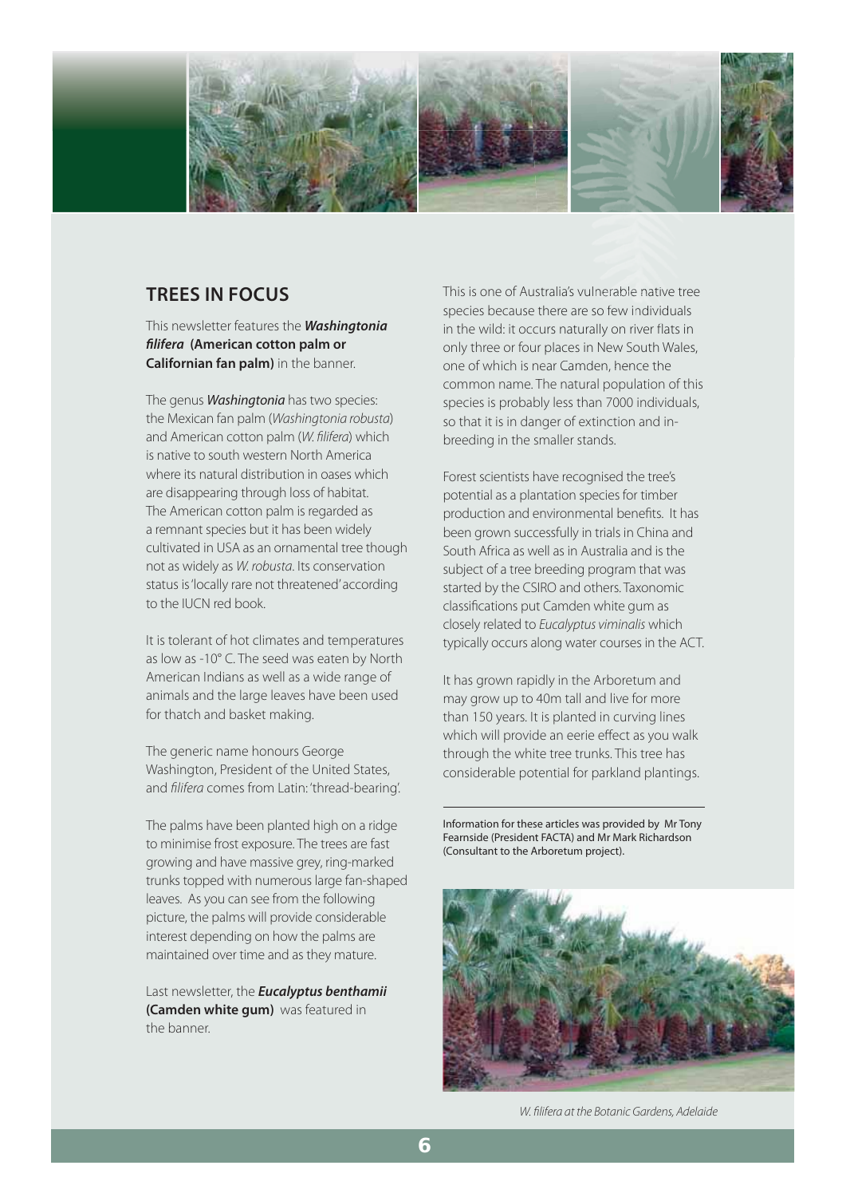## TREES IN FOCUS

This newsletter features the ***Washingtonia filifera*** **(American cotton palm or Californian fan palm)** in the banner.

The genus ***Washingtonia*** has two species: the Mexican fan palm (*Washingtonia robusta*) and American cotton palm (*W. filifera*) which is native to south western North America where its natural distribution in oases which are disappearing through loss of habitat. The American cotton palm is regarded as a remnant species but it has been widely cultivated in USA as an ornamental tree though not as widely as *W. robusta*. Its conservation status is 'locally rare not threatened' according to the IUCN red book.

It is tolerant of hot climates and temperatures as low as -10° C. The seed was eaten by North American Indians as well as a wide range of animals and the large leaves have been used for thatch and basket making.

The generic name honours George Washington, President of the United States, and *filifera* comes from Latin: 'thread-bearing'.

The palms have been planted high on a ridge to minimise frost exposure. The trees are fast growing and have massive grey, ring-marked trunks topped with numerous large fan-shaped leaves. As you can see from the following picture, the palms will provide considerable interest depending on how the palms are maintained over time and as they mature.

Last newsletter, the ***Eucalyptus benthamii*** **(Camden white gum)** was featured in the banner.

This is one of Australia's vulnerable native tree species because there are so few individuals in the wild: it occurs naturally on river flats in only three or four places in New South Wales, one of which is near Camden, hence the common name. The natural population of this species is probably less than 7000 individuals, so that it is in danger of extinction and in-breeding in the smaller stands.

Forest scientists have recognised the tree's potential as a plantation species for timber production and environmental benefits. It has been grown successfully in trials in China and South Africa as well as in Australia and is the subject of a tree breeding program that was started by the CSIRO and others. Taxonomic classifications put Camden white gum as closely related to *Eucalyptus viminalis* which typically occurs along water courses in the ACT.

It has grown rapidly in the Arboretum and may grow up to 40m tall and live for more than 150 years. It is planted in curving lines which will provide an eerie effect as you walk through the white tree trunks. This tree has considerable potential for parkland plantings.

---

Information for these articles was provided by Mr Tony Fearnside (President FACTA) and Mr Mark Richardson (Consultant to the Arboretum project).

*W. filifera at the Botanic Gardens, Adelaide*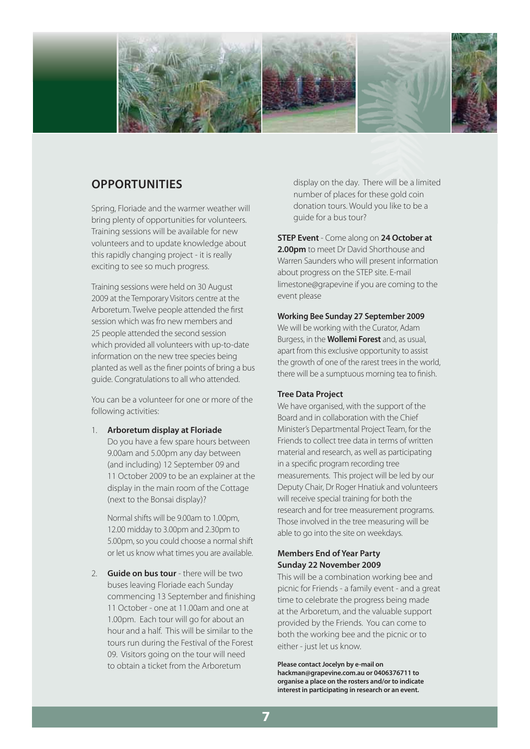## OPPORTUNITIES

Spring, Floriade and the warmer weather will bring plenty of opportunities for volunteers. Training sessions will be available for new volunteers and to update knowledge about this rapidly changing project - it is really exciting to see so much progress.

Training sessions were held on 30 August 2009 at the Temporary Visitors centre at the Arboretum. Twelve people attended the first session which was fro new members and 25 people attended the second session which provided all volunteers with up-to-date information on the new tree species being planted as well as the finer points of bring a bus guide. Congratulations to all who attended.

You can be a volunteer for one or more of the following activities:

1. **Arboretum display at Floriade**
   Do you have a few spare hours between 9.00am and 5.00pm any day between (and including) 12 September 09 and 11 October 2009 to be an explainer at the display in the main room of the Cottage (next to the Bonsai display)?

   Normal shifts will be 9.00am to 1.00pm, 12.00 midday to 3.00pm and 2.30pm to 5.00pm, so you could choose a normal shift or let us know what times you are available.

2. **Guide on bus tour** - there will be two buses leaving Floriade each Sunday commencing 13 September and finishing 11 October - one at 11.00am and one at 1.00pm. Each tour will go for about an hour and a half. This will be similar to the tours run during the Festival of the Forest 09. Visitors going on the tour will need to obtain a ticket from the Arboretum display on the day. There will be a limited number of places for these gold coin donation tours. Would you like to be a guide for a bus tour?

**STEP Event** - Come along on **24 October at 2.00pm** to meet Dr David Shorthouse and Warren Saunders who will present information about progress on the STEP site. E-mail limestone@grapevine if you are coming to the event please

**Working Bee Sunday 27 September 2009**

We will be working with the Curator, Adam Burgess, in the **Wollemi Forest** and, as usual, apart from this exclusive opportunity to assist the growth of one of the rarest trees in the world, there will be a sumptuous morning tea to finish.

**Tree Data Project**

We have organised, with the support of the Board and in collaboration with the Chief Minister's Departmental Project Team, for the Friends to collect tree data in terms of written material and research, as well as participating in a specific program recording tree measurements. This project will be led by our Deputy Chair, Dr Roger Hnatiuk and volunteers will receive special training for both the research and for tree measurement programs. Those involved in the tree measuring will be able to go into the site on weekdays.

**Members End of Year Party**
**Sunday 22 November 2009**

This will be a combination working bee and picnic for Friends - a family event - and a great time to celebrate the progress being made at the Arboretum, and the valuable support provided by the Friends. You can come to both the working bee and the picnic or to either - just let us know.

**Please contact Jocelyn by e-mail on hackman@grapevine.com.au or 0406376711 to organise a place on the rosters and/or to indicate interest in participating in research or an event.**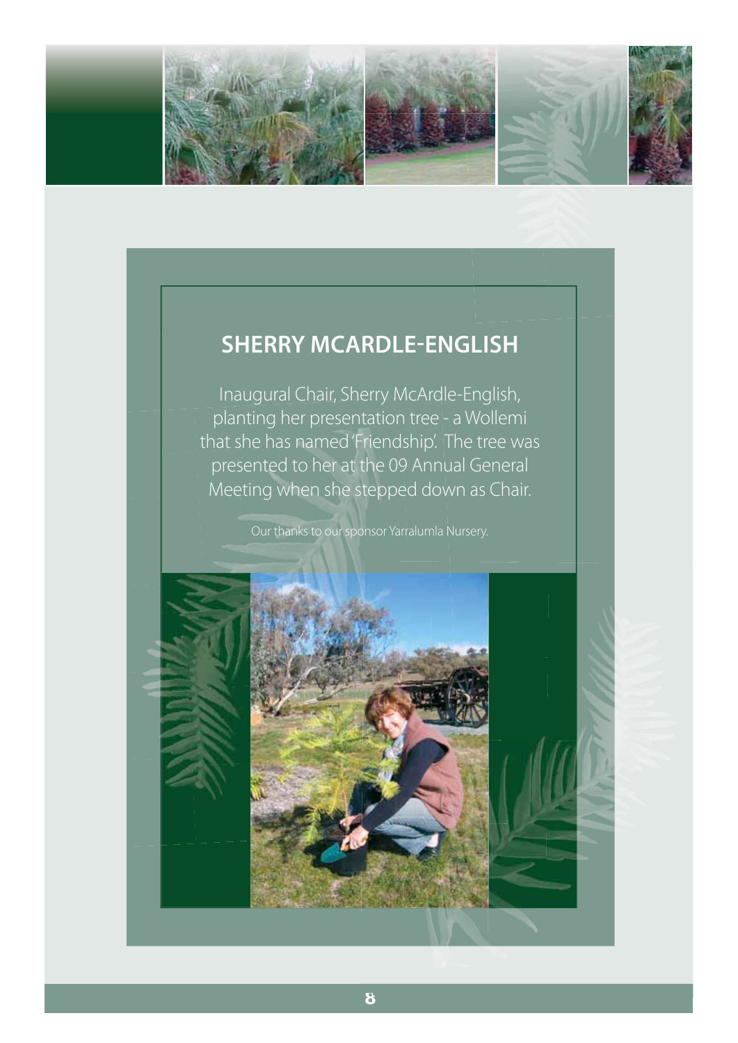## SHERRY MCARDLE-ENGLISH

Inaugural Chair, Sherry McArdle-English, planting her presentation tree - a Wollemi that she has named 'Friendship'. The tree was presented to her at the 09 Annual General Meeting when she stepped down as Chair.

Our thanks to our sponsor Yarralumla Nursery.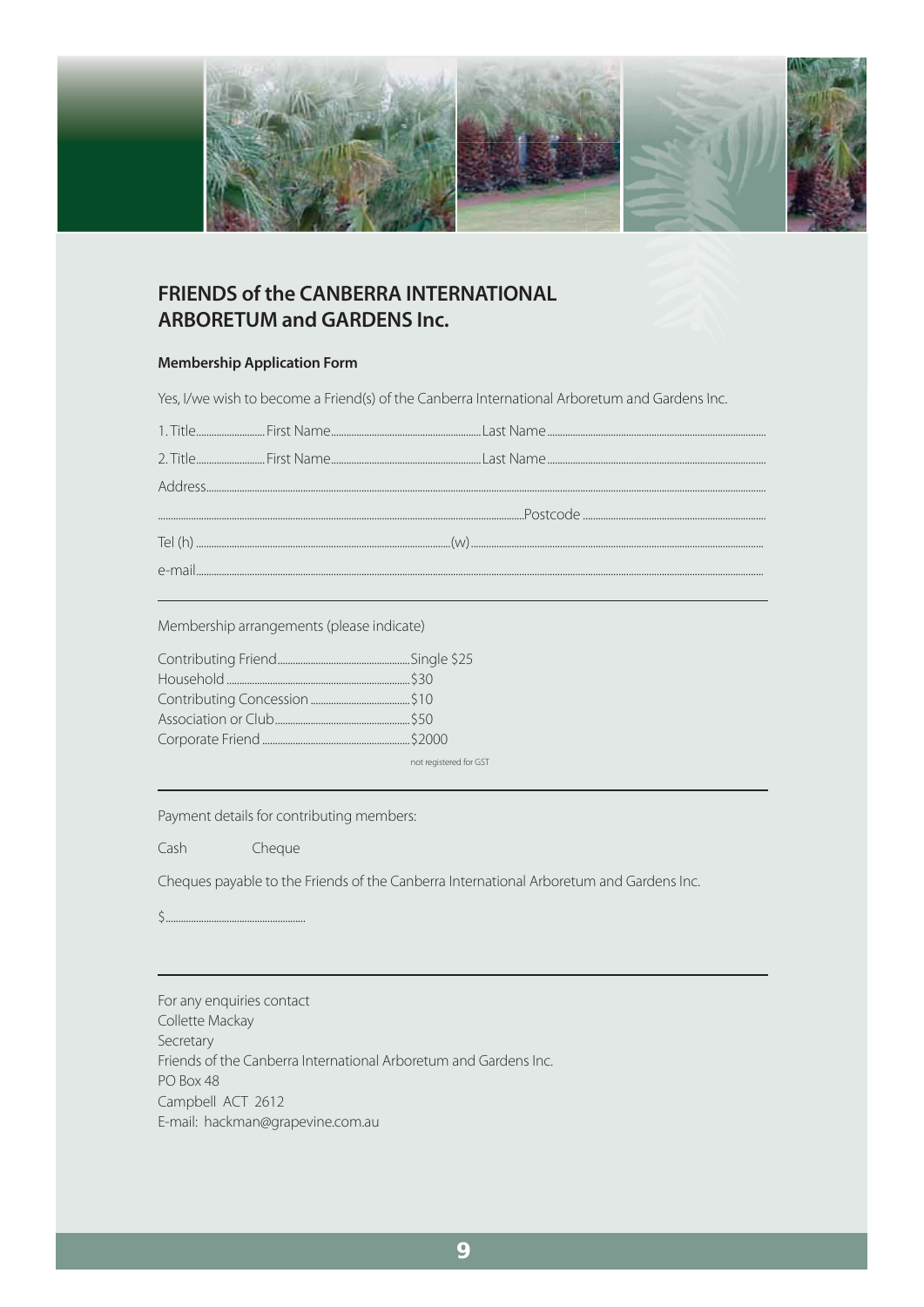## FRIENDS of the CANBERRA INTERNATIONAL ARBORETUM and GARDENS Inc.

**Membership Application Form**

Yes, I/we wish to become a Friend(s) of the Canberra International Arboretum and Gardens Inc.

1. Title.......................... First Name.......................................................... Last Name....................................................................................

2. Title.......................... First Name.......................................................... Last Name....................................................................................

Address..............................................................................................................................................................................................................

.......................................................................................................................................................Postcode .......................................................................

Tel (h) .................................................................................................(w)...........................................................................................................

e-mail....................................................................................................................................................................................................................

---

Membership arrangements (please indicate)

Contributing Friend....................................................Single $25
Household ........................................................................$30
Contributing Concession .......................................$10
Association or Club....................................................$50
Corporate Friend .........................................................$2000

not registered for GST

---

Payment details for contributing members:

Cash Cheque

Cheques payable to the Friends of the Canberra International Arboretum and Gardens Inc.

$.......................................................

---

For any enquiries contact
Collette Mackay
Secretary
Friends of the Canberra International Arboretum and Gardens Inc.
PO Box 48
Campbell ACT 2612
E-mail: hackman@grapevine.com.au